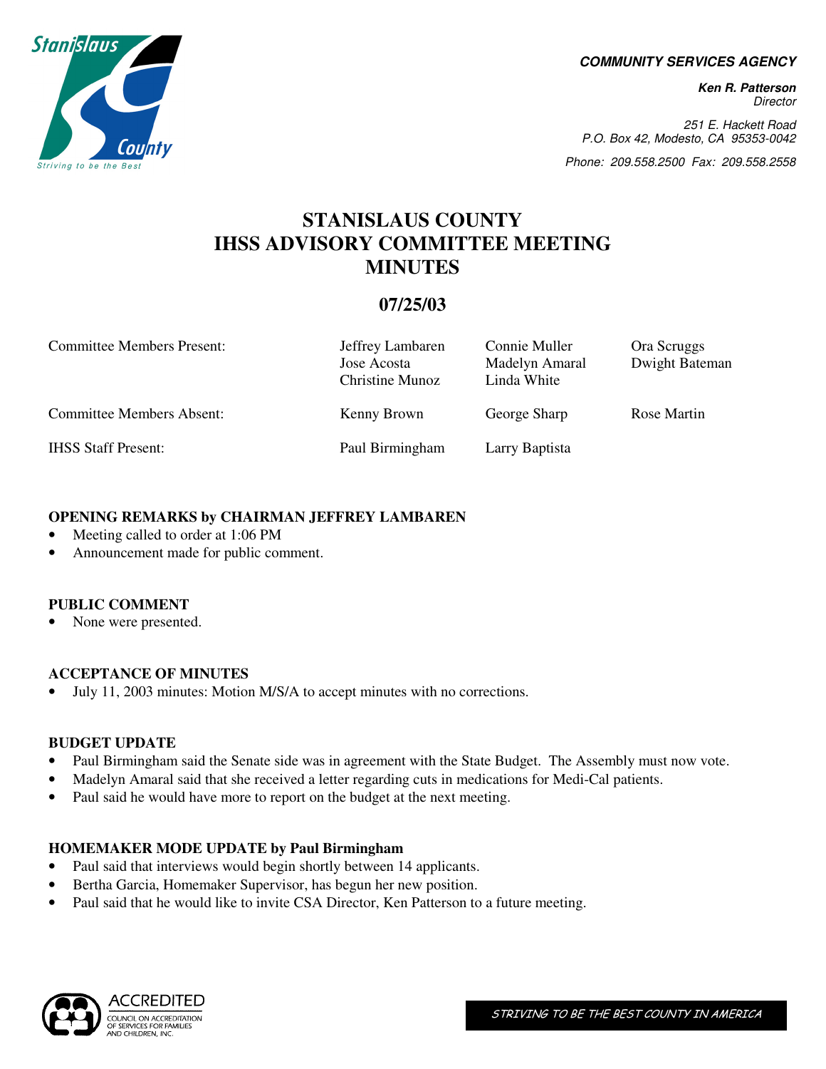**COMMUNITY SERVICES AGENCY**

**Ken R. Patterson**
*Director*

*251 E. Hackett Road*
*P.O. Box 42, Modesto, CA 95353-0042*
*Phone: 209.558.2500 Fax: 209.558.2558*

# STANISLAUS COUNTY IHSS ADVISORY COMMITTEE MEETING MINUTES

## 07/25/03

| | | | |
|---|---|---|---|
| Committee Members Present: | Jeffrey Lambaren<br>Jose Acosta<br>Christine Munoz | Connie Muller<br>Madelyn Amaral<br>Linda White | Ora Scruggs<br>Dwight Bateman |
| Committee Members Absent: | Kenny Brown | George Sharp | Rose Martin |
| IHSS Staff Present: | Paul Birmingham | Larry Baptista | |

### OPENING REMARKS by CHAIRMAN JEFFREY LAMBAREN

- Meeting called to order at 1:06 PM
- Announcement made for public comment.

### PUBLIC COMMENT

- None were presented.

### ACCEPTANCE OF MINUTES

- July 11, 2003 minutes: Motion M/S/A to accept minutes with no corrections.

### BUDGET UPDATE

- Paul Birmingham said the Senate side was in agreement with the State Budget. The Assembly must now vote.
- Madelyn Amaral said that she received a letter regarding cuts in medications for Medi-Cal patients.
- Paul said he would have more to report on the budget at the next meeting.

### HOMEMAKER MODE UPDATE by Paul Birmingham

- Paul said that interviews would begin shortly between 14 applicants.
- Bertha Garcia, Homemaker Supervisor, has begun her new position.
- Paul said that he would like to invite CSA Director, Ken Patterson to a future meeting.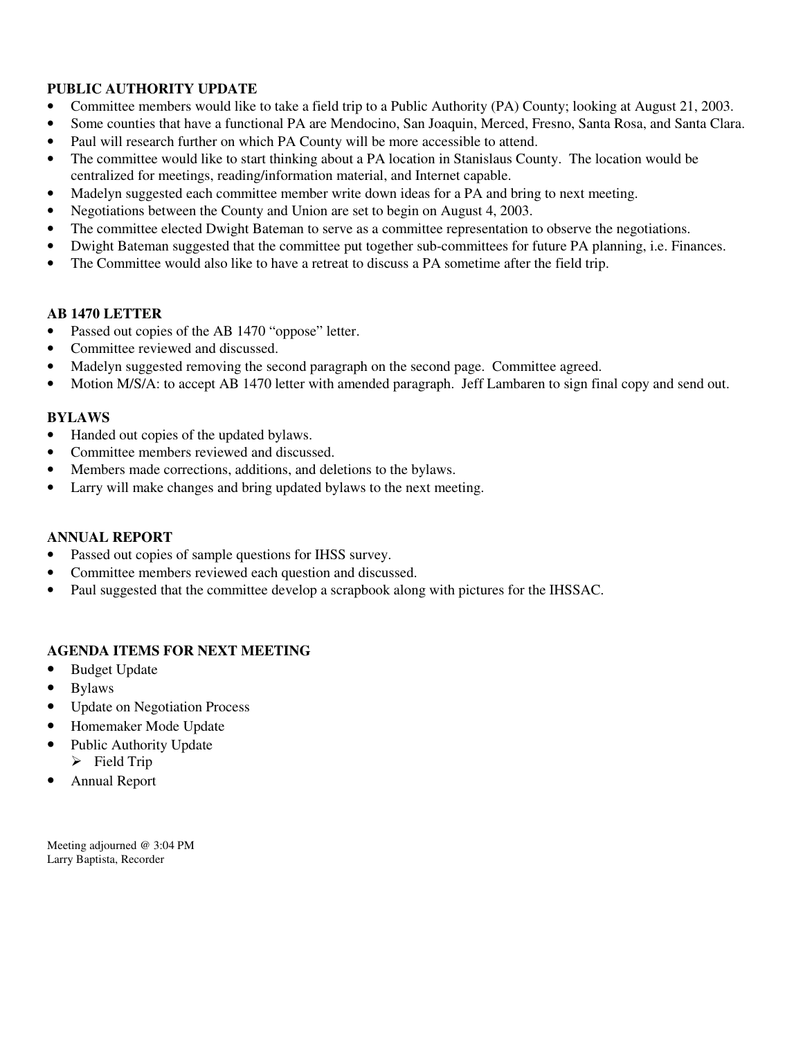**PUBLIC AUTHORITY UPDATE**

- Committee members would like to take a field trip to a Public Authority (PA) County; looking at August 21, 2003.
- Some counties that have a functional PA are Mendocino, San Joaquin, Merced, Fresno, Santa Rosa, and Santa Clara.
- Paul will research further on which PA County will be more accessible to attend.
- The committee would like to start thinking about a PA location in Stanislaus County. The location would be centralized for meetings, reading/information material, and Internet capable.
- Madelyn suggested each committee member write down ideas for a PA and bring to next meeting.
- Negotiations between the County and Union are set to begin on August 4, 2003.
- The committee elected Dwight Bateman to serve as a committee representation to observe the negotiations.
- Dwight Bateman suggested that the committee put together sub-committees for future PA planning, i.e. Finances.
- The Committee would also like to have a retreat to discuss a PA sometime after the field trip.

**AB 1470 LETTER**

- Passed out copies of the AB 1470 "oppose" letter.
- Committee reviewed and discussed.
- Madelyn suggested removing the second paragraph on the second page. Committee agreed.
- Motion M/S/A: to accept AB 1470 letter with amended paragraph. Jeff Lambaren to sign final copy and send out.

**BYLAWS**

- Handed out copies of the updated bylaws.
- Committee members reviewed and discussed.
- Members made corrections, additions, and deletions to the bylaws.
- Larry will make changes and bring updated bylaws to the next meeting.

**ANNUAL REPORT**

- Passed out copies of sample questions for IHSS survey.
- Committee members reviewed each question and discussed.
- Paul suggested that the committee develop a scrapbook along with pictures for the IHSSAC.

**AGENDA ITEMS FOR NEXT MEETING**

- Budget Update
- Bylaws
- Update on Negotiation Process
- Homemaker Mode Update
- Public Authority Update
  - Field Trip
- Annual Report

Meeting adjourned @ 3:04 PM
Larry Baptista, Recorder